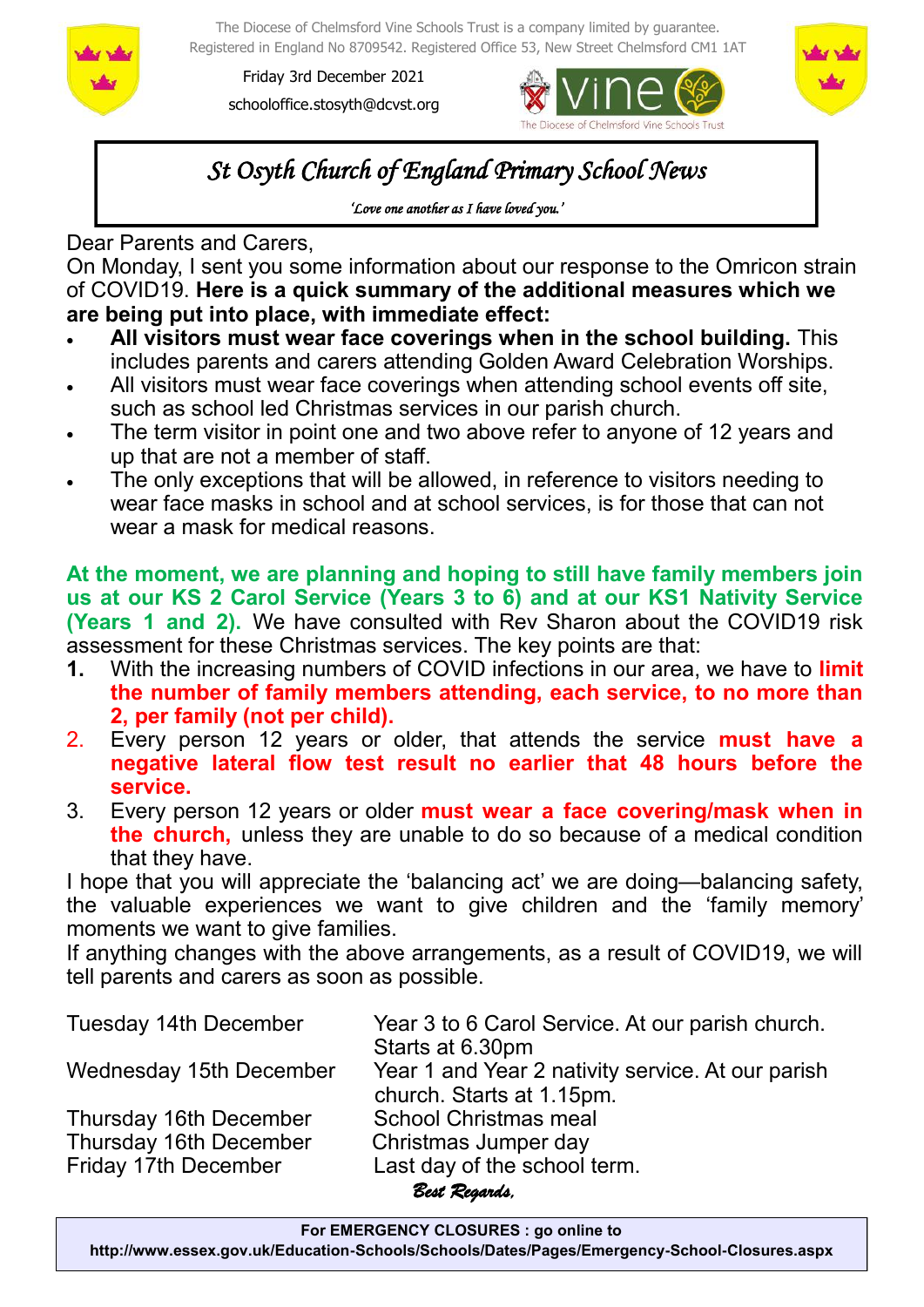The Diocese of Chelmsford Vine Schools Trust is a company limited by guarantee.
Registered in England No 8709542. Registered Office 53, New Street Chelmsford CM1 1AT

Friday 3rd December 2021

schooloffice.stosyth@dcvst.org

# *St Osyth Church of England Primary School News*

*'Love one another as I have loved you.'*

Dear Parents and Carers,

On Monday, I sent you some information about our response to the Omricon strain of COVID19. **Here is a quick summary of the additional measures which we are being put into place, with immediate effect:**

- **All visitors must wear face coverings when in the school building.** This includes parents and carers attending Golden Award Celebration Worships.
- All visitors must wear face coverings when attending school events off site, such as school led Christmas services in our parish church.
- The term visitor in point one and two above refer to anyone of 12 years and up that are not a member of staff.
- The only exceptions that will be allowed, in reference to visitors needing to wear face masks in school and at school services, is for those that can not wear a mask for medical reasons.

**At the moment, we are planning and hoping to still have family members join us at our KS 2 Carol Service (Years 3 to 6) and at our KS1 Nativity Service (Years 1 and 2).** We have consulted with Rev Sharon about the COVID19 risk assessment for these Christmas services. The key points are that:

1. With the increasing numbers of COVID infections in our area, we have to **limit the number of family members attending, each service, to no more than 2, per family (not per child).**
2. Every person 12 years or older, that attends the service **must have a negative lateral flow test result no earlier that 48 hours before the service.**
3. Every person 12 years or older **must wear a face covering/mask when in the church,** unless they are unable to do so because of a medical condition that they have.

I hope that you will appreciate the 'balancing act' we are doing—balancing safety, the valuable experiences we want to give children and the 'family memory' moments we want to give families.

If anything changes with the above arrangements, as a result of COVID19, we will tell parents and carers as soon as possible.

| | |
|---|---|
| Tuesday 14th December | Year 3 to 6 Carol Service. At our parish church. Starts at 6.30pm |
| Wednesday 15th December | Year 1 and Year 2 nativity service. At our parish church. Starts at 1.15pm. |
| Thursday 16th December | School Christmas meal |
| Thursday 16th December | Christmas Jumper day |
| Friday 17th December | Last day of the school term. |

*Best Regards,*

**For EMERGENCY CLOSURES : go online to**
**http://www.essex.gov.uk/Education-Schools/Schools/Dates/Pages/Emergency-School-Closures.aspx**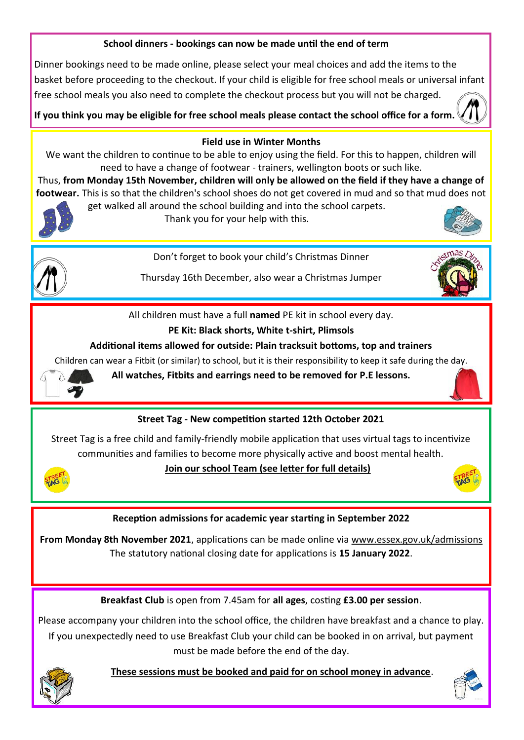**School dinners - bookings can now be made until the end of term**

Dinner bookings need to be made online, please select your meal choices and add the items to the basket before proceeding to the checkout. If your child is eligible for free school meals or universal infant free school meals you also need to complete the checkout process but you will not be charged.

**If you think you may be eligible for free school meals please contact the school office for a form.**

**Field use in Winter Months**

We want the children to continue to be able to enjoy using the field. For this to happen, children will need to have a change of footwear - trainers, wellington boots or such like.

Thus, **from Monday 15th November, children will only be allowed on the field if they have a change of footwear.** This is so that the children's school shoes do not get covered in mud and so that mud does not get walked all around the school building and into the school carpets.

Thank you for your help with this.

Don't forget to book your child's Christmas Dinner

Thursday 16th December, also wear a Christmas Jumper

All children must have a full **named** PE kit in school every day.

**PE Kit: Black shorts, White t-shirt, Plimsols**

**Additional items allowed for outside: Plain tracksuit bottoms, top and trainers**

Children can wear a Fitbit (or similar) to school, but it is their responsibility to keep it safe during the day.

**All watches, Fitbits and earrings need to be removed for P.E lessons.**

**Street Tag - New competition started 12th October 2021**

Street Tag is a free child and family-friendly mobile application that uses virtual tags to incentivize communities and families to become more physically active and boost mental health.

**Join our school Team (see letter for full details)**

**Reception admissions for academic year starting in September 2022**

**From Monday 8th November 2021**, applications can be made online via www.essex.gov.uk/admissions

The statutory national closing date for applications is **15 January 2022**.

**Breakfast Club** is open from 7.45am for **all ages**, costing **£3.00 per session**.

Please accompany your children into the school office, the children have breakfast and a chance to play. If you unexpectedly need to use Breakfast Club your child can be booked in on arrival, but payment must be made before the end of the day.

**These sessions must be booked and paid for on school money in advance**.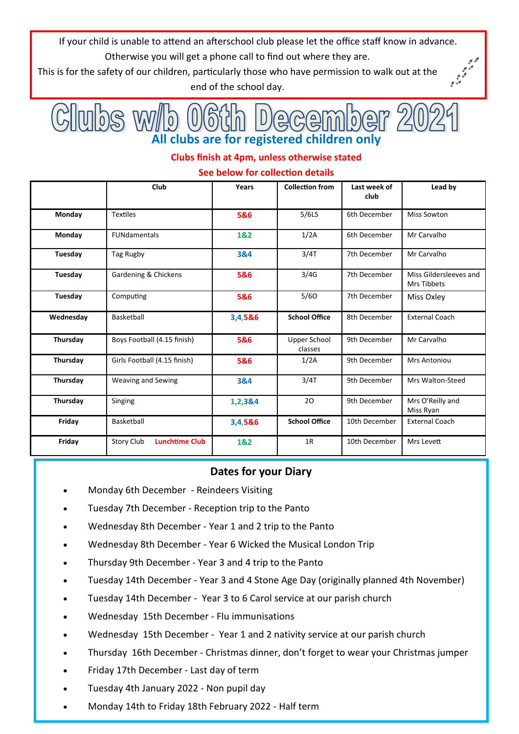If your child is unable to attend an afterschool club please let the office staff know in advance. Otherwise you will get a phone call to find out where they are.
This is for the safety of our children, particularly those who have permission to walk out at the end of the school day.

# Clubs w/b 06th December 2021

## All clubs are for registered children only

**Clubs finish at 4pm, unless otherwise stated**

**See below for collection details**

| | Club | Years | Collection from | Last week of club | Lead by |
|---|---|---|---|---|---|
| **Monday** | Textiles | **5&6** | 5/6LS | 6th December | Miss Sowton |
| **Monday** | FUNdamentals | **1&2** | 1/2A | 6th December | Mr Carvalho |
| **Tuesday** | Tag Rugby | **3&4** | 3/4T | 7th December | Mr Carvalho |
| **Tuesday** | Gardening & Chickens | **5&6** | 3/4G | 7th December | Miss Gildersleeves and Mrs Tibbets |
| **Tuesday** | Computing | **5&6** | 5/6O | 7th December | Miss Oxley |
| **Wednesday** | Basketball | **3,4,5&6** | **School Office** | 8th December | External Coach |
| **Thursday** | Boys Football (4.15 finish) | **5&6** | Upper School classes | 9th December | Mr Carvalho |
| **Thursday** | Girls Football (4.15 finish) | **5&6** | 1/2A | 9th December | Mrs Antoniou |
| **Thursday** | Weaving and Sewing | **3&4** | 3/4T | 9th December | Mrs Walton-Steed |
| **Thursday** | Singing | **1,2,3&4** | 2O | 9th December | Mrs O'Reilly and Miss Ryan |
| **Friday** | Basketball | **3,4,5&6** | **School Office** | 10th December | External Coach |
| **Friday** | Story Club **Lunchtime Club** | **1&2** | 1R | 10th December | Mrs Levett |

## Dates for your Diary

- Monday 6th December - Reindeers Visiting
- Tuesday 7th December - Reception trip to the Panto
- Wednesday 8th December - Year 1 and 2 trip to the Panto
- Wednesday 8th December - Year 6 Wicked the Musical London Trip
- Thursday 9th December - Year 3 and 4 trip to the Panto
- Tuesday 14th December - Year 3 and 4 Stone Age Day (originally planned 4th November)
- Tuesday 14th December - Year 3 to 6 Carol service at our parish church
- Wednesday 15th December - Flu immunisations
- Wednesday 15th December - Year 1 and 2 nativity service at our parish church
- Thursday 16th December - Christmas dinner, don't forget to wear your Christmas jumper
- Friday 17th December - Last day of term
- Tuesday 4th January 2022 - Non pupil day
- Monday 14th to Friday 18th February 2022 - Half term